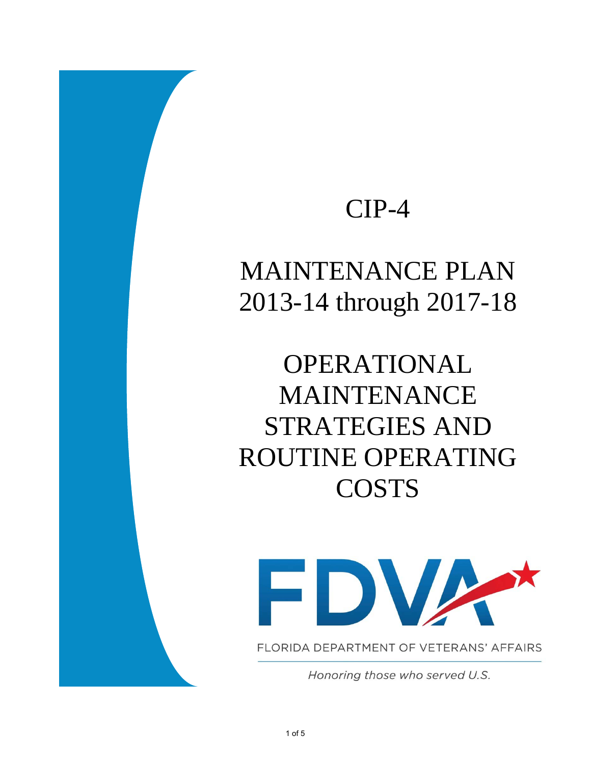# CIP-4

# MAINTENANCE PLAN 2013-14 through 2017-18

# OPERATIONAL MAINTENANCE STRATEGIES AND ROUTINE OPERATING COSTS

FDVA

FLORIDA DEPARTMENT OF VETERANS' AFFAIRS

*Honoring those who served U.S.*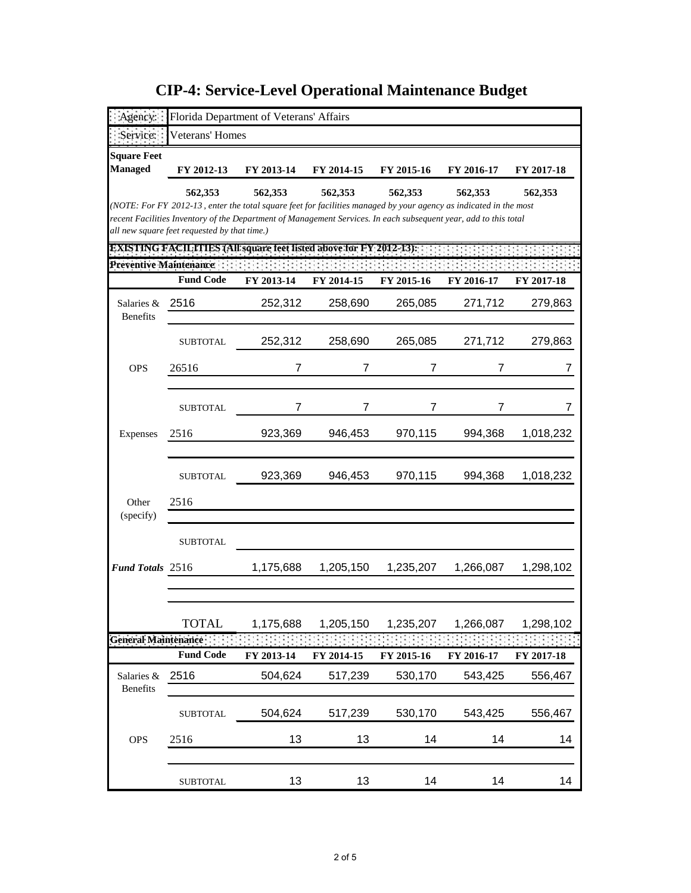# CIP-4: Service-Level Operational Maintenance Budget

| Agency: | Florida Department of Veterans' Affairs |
|---|---|
| Service: | Veterans' Homes |

| Square Feet Managed | FY 2012-13 | FY 2013-14 | FY 2014-15 | FY 2015-16 | FY 2016-17 | FY 2017-18 |
|---|---|---|---|---|---|---|
| | 562,353 | 562,353 | 562,353 | 562,353 | 562,353 | 562,353 |

*(NOTE: For FY 2012-13 , enter the total square feet for facilities managed by your agency as indicated in the most recent Facilities Inventory of the Department of Management Services. In each subsequent year, add to this total all new square feet requested by that time.)*

**EXISTING FACILITIES (All square feet listed above for FY 2012-13):**

**Preventive Maintenance**

| | Fund Code | FY 2013-14 | FY 2014-15 | FY 2015-16 | FY 2016-17 | FY 2017-18 |
|---|---|---|---|---|---|---|
| Salaries & Benefits | 2516 | 252,312 | 258,690 | 265,085 | 271,712 | 279,863 |
| | SUBTOTAL | 252,312 | 258,690 | 265,085 | 271,712 | 279,863 |
| OPS | 26516 | 7 | 7 | 7 | 7 | 7 |
| | SUBTOTAL | 7 | 7 | 7 | 7 | 7 |
| Expenses | 2516 | 923,369 | 946,453 | 970,115 | 994,368 | 1,018,232 |
| | SUBTOTAL | 923,369 | 946,453 | 970,115 | 994,368 | 1,018,232 |
| Other (specify) | 2516 | | | | | |
| | SUBTOTAL | | | | | |
| ***Fund Totals*** | 2516 | 1,175,688 | 1,205,150 | 1,235,207 | 1,266,087 | 1,298,102 |
| | TOTAL | 1,175,688 | 1,205,150 | 1,235,207 | 1,266,087 | 1,298,102 |

**General Maintenance**

| | Fund Code | FY 2013-14 | FY 2014-15 | FY 2015-16 | FY 2016-17 | FY 2017-18 |
|---|---|---|---|---|---|---|
| Salaries & Benefits | 2516 | 504,624 | 517,239 | 530,170 | 543,425 | 556,467 |
| | SUBTOTAL | 504,624 | 517,239 | 530,170 | 543,425 | 556,467 |
| OPS | 2516 | 13 | 13 | 14 | 14 | 14 |
| | SUBTOTAL | 13 | 13 | 14 | 14 | 14 |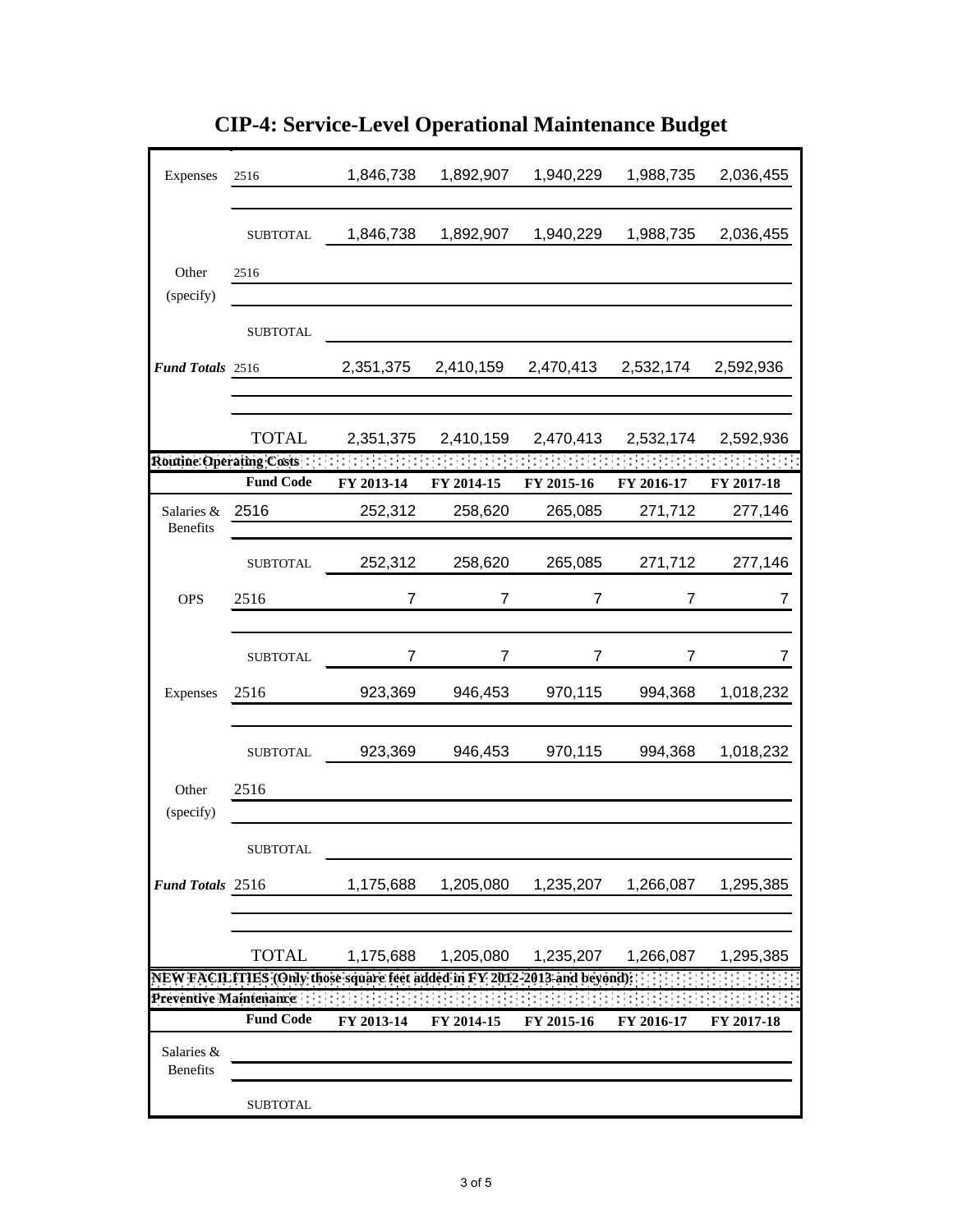# CIP-4: Service-Level Operational Maintenance Budget

| | | | | | | |
|---|---|---|---|---|---|---|
| Expenses | 2516 | 1,846,738 | 1,892,907 | 1,940,229 | 1,988,735 | 2,036,455 |
| | | | | | | |
| | SUBTOTAL | 1,846,738 | 1,892,907 | 1,940,229 | 1,988,735 | 2,036,455 |
| Other (specify) | 2516 | | | | | |
| | | | | | | |
| | SUBTOTAL | | | | | |
| ***Fund Totals*** | 2516 | 2,351,375 | 2,410,159 | 2,470,413 | 2,532,174 | 2,592,936 |
| | | | | | | |
| | | | | | | |
| | TOTAL | 2,351,375 | 2,410,159 | 2,470,413 | 2,532,174 | 2,592,936 |

**Routine Operating Costs**

| | **Fund Code** | **FY 2013-14** | **FY 2014-15** | **FY 2015-16** | **FY 2016-17** | **FY 2017-18** |
|---|---|---|---|---|---|---|
| Salaries & Benefits | 2516 | 252,312 | 258,620 | 265,085 | 271,712 | 277,146 |
| | SUBTOTAL | 252,312 | 258,620 | 265,085 | 271,712 | 277,146 |
| OPS | 2516 | 7 | 7 | 7 | 7 | 7 |
| | | | | | | |
| | SUBTOTAL | 7 | 7 | 7 | 7 | 7 |
| Expenses | 2516 | 923,369 | 946,453 | 970,115 | 994,368 | 1,018,232 |
| | | | | | | |
| | SUBTOTAL | 923,369 | 946,453 | 970,115 | 994,368 | 1,018,232 |
| Other (specify) | 2516 | | | | | |
| | | | | | | |
| | SUBTOTAL | | | | | |
| ***Fund Totals*** | 2516 | 1,175,688 | 1,205,080 | 1,235,207 | 1,266,087 | 1,295,385 |
| | | | | | | |
| | | | | | | |
| | TOTAL | 1,175,688 | 1,205,080 | 1,235,207 | 1,266,087 | 1,295,385 |

**NEW FACILITIES (Only those square feet added in FY 2012-2013 and beyond):**

**Preventive Maintenance**

| | **Fund Code** | **FY 2013-14** | **FY 2014-15** | **FY 2015-16** | **FY 2016-17** | **FY 2017-18** |
|---|---|---|---|---|---|---|
| Salaries & Benefits | | | | | | |
| | | | | | | |
| | SUBTOTAL | | | | | |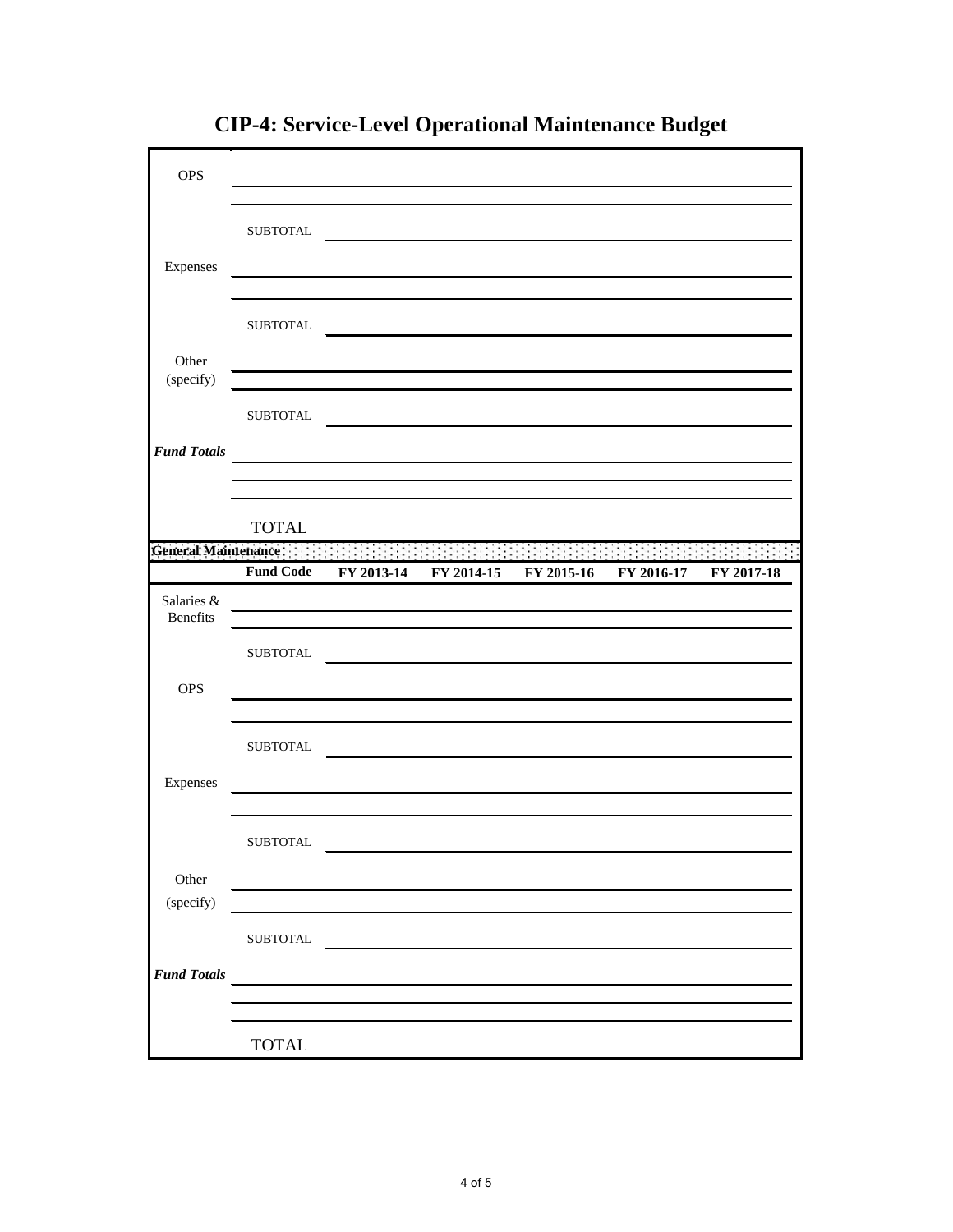# CIP-4: Service-Level Operational Maintenance Budget

| | | | | | | |
|---|---|---|---|---|---|---|
| OPS | | | | | | |
| | | | | | | |
| | SUBTOTAL | | | | | |
| Expenses | | | | | | |
| | | | | | | |
| | SUBTOTAL | | | | | |
| Other (specify) | | | | | | |
| | | | | | | |
| | SUBTOTAL | | | | | |
| ***Fund Totals*** | | | | | | |
| | | | | | | |
| | | | | | | |
| | TOTAL | | | | | |

**General Maintenance**

| | Fund Code | FY 2013-14 | FY 2014-15 | FY 2015-16 | FY 2016-17 | FY 2017-18 |
|---|---|---|---|---|---|---|
| Salaries & Benefits | | | | | | |
| | | | | | | |
| | SUBTOTAL | | | | | |
| OPS | | | | | | |
| | | | | | | |
| | SUBTOTAL | | | | | |
| Expenses | | | | | | |
| | | | | | | |
| | SUBTOTAL | | | | | |
| Other (specify) | | | | | | |
| | | | | | | |
| | SUBTOTAL | | | | | |
| ***Fund Totals*** | | | | | | |
| | | | | | | |
| | | | | | | |
| | TOTAL | | | | | |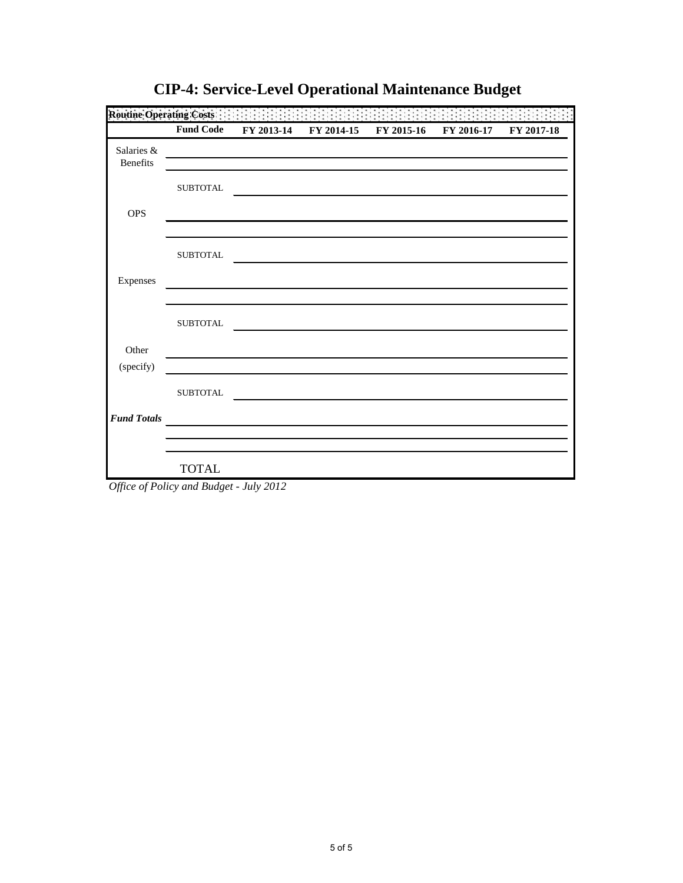# CIP-4: Service-Level Operational Maintenance Budget

| Routine Operating Costs | | | | | | |
|---|---|---|---|---|---|---|
| | **Fund Code** | **FY 2013-14** | **FY 2014-15** | **FY 2015-16** | **FY 2016-17** | **FY 2017-18** |
| Salaries & Benefits | | | | | | |
| | | | | | | |
| | SUBTOTAL | | | | | |
| OPS | | | | | | |
| | | | | | | |
| | SUBTOTAL | | | | | |
| Expenses | | | | | | |
| | | | | | | |
| | SUBTOTAL | | | | | |
| Other (specify) | | | | | | |
| | | | | | | |
| | SUBTOTAL | | | | | |
| ***Fund Totals*** | | | | | | |
| | | | | | | |
| | | | | | | |
| | TOTAL | | | | | |

*Office of Policy and Budget - July 2012*